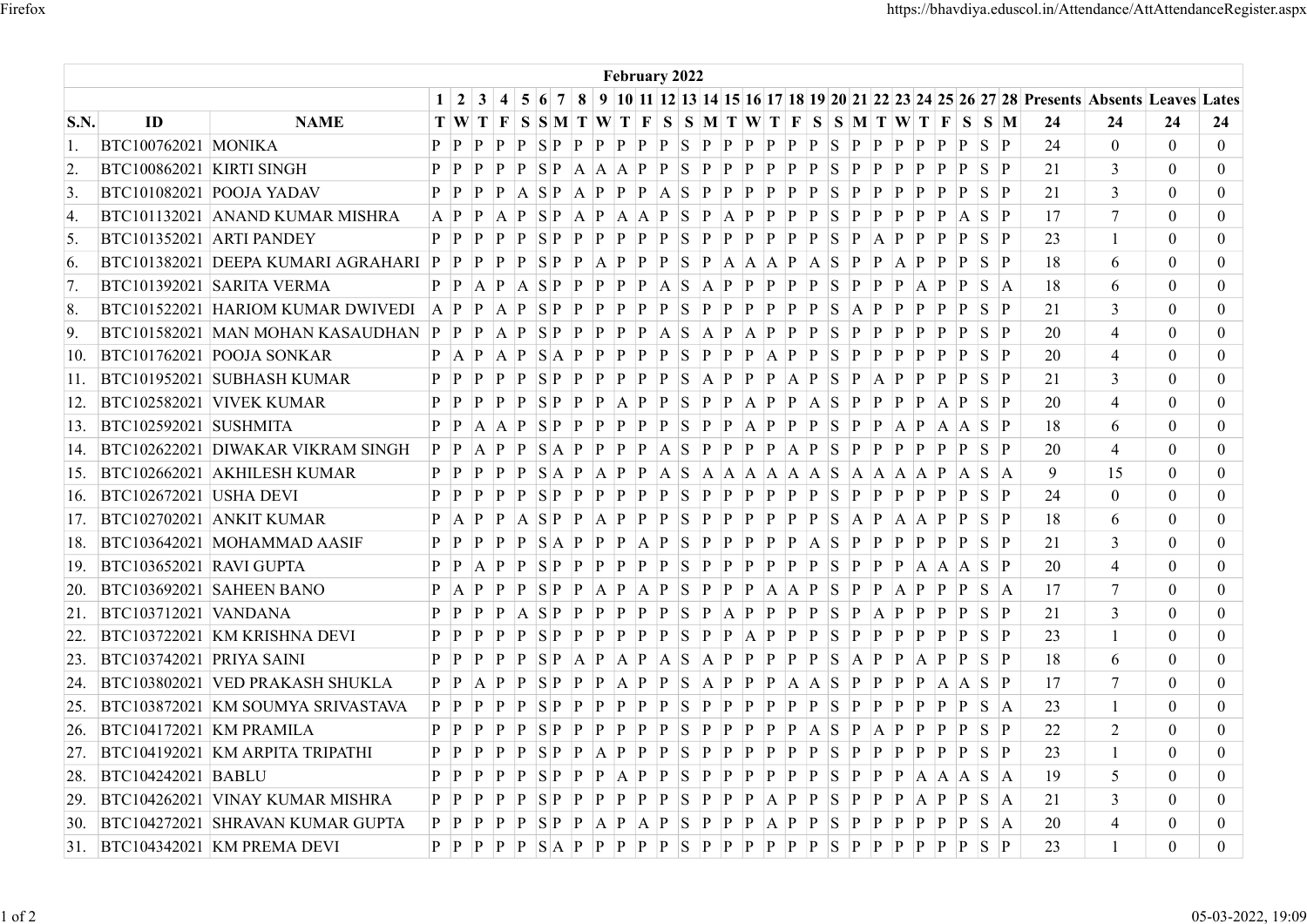| February 2022 | | | | | | | | | | | | | | | | | | | | | | | | | | | | | | | | | | |
|---|---|---|---|---|---|---|---|---|---|---|---|---|---|---|---|---|---|---|---|---|---|---|---|---|---|---|---|---|---|---|---|---|---|---|
| | | | 1 | 2 | 3 | 4 | 5 | 6 | 7 | 8 | 9 | 10 | 11 | 12 | 13 | 14 | 15 | 16 | 17 | 18 | 19 | 20 | 21 | 22 | 23 | 24 | 25 | 26 | 27 | 28 | Presents | Absents | Leaves | Lates |
| S.N. | ID | NAME | T | W | T | F | S | S | M | T | W | T | F | S | S | M | T | W | T | F | S | S | M | T | W | T | F | S | S | M | 24 | 24 | 24 | 24 |
| 1. | BTC100762021 | MONIKA | P | P | P | P | P | S | P | P | P | P | P | P | S | P | P | P | P | P | P | S | P | P | P | P | P | P | S | P | 24 | 0 | 0 | 0 |
| 2. | BTC100862021 | KIRTI SINGH | P | P | P | P | P | S | P | A | A | A | P | P | S | P | P | P | P | P | P | S | P | P | P | P | P | P | S | P | 21 | 3 | 0 | 0 |
| 3. | BTC101082021 | POOJA YADAV | P | P | P | P | A | S | P | A | P | P | P | A | S | P | P | P | P | P | P | S | P | P | P | P | P | P | S | P | 21 | 3 | 0 | 0 |
| 4. | BTC101132021 | ANAND KUMAR MISHRA | A | P | P | A | P | S | P | A | P | A | A | P | S | P | A | P | P | P | P | S | P | P | P | P | P | A | S | P | 17 | 7 | 0 | 0 |
| 5. | BTC101352021 | ARTI PANDEY | P | P | P | P | P | S | P | P | P | P | P | P | S | P | P | P | P | P | P | S | P | A | P | P | P | P | S | P | 23 | 1 | 0 | 0 |
| 6. | BTC101382021 | DEEPA KUMARI AGRAHARI | P | P | P | P | P | S | P | P | A | P | P | P | S | P | A | A | A | P | A | S | P | P | A | P | P | P | S | P | 18 | 6 | 0 | 0 |
| 7. | BTC101392021 | SARITA VERMA | P | P | A | P | A | S | P | P | P | P | P | A | S | A | P | P | P | P | P | S | P | P | P | A | P | P | S | A | 18 | 6 | 0 | 0 |
| 8. | BTC101522021 | HARIOM KUMAR DWIVEDI | A | P | P | A | P | S | P | P | P | P | P | P | S | P | P | P | P | P | P | S | A | P | P | P | P | P | S | P | 21 | 3 | 0 | 0 |
| 9. | BTC101582021 | MAN MOHAN KASAUDHAN | P | P | P | A | P | S | P | P | P | P | P | A | S | A | P | A | P | P | P | S | P | P | P | P | P | P | S | P | 20 | 4 | 0 | 0 |
| 10. | BTC101762021 | POOJA SONKAR | P | A | P | A | P | S | A | P | P | P | P | P | S | P | P | P | A | P | P | S | P | P | P | P | P | P | S | P | 20 | 4 | 0 | 0 |
| 11. | BTC101952021 | SUBHASH KUMAR | P | P | P | P | P | S | P | P | P | P | P | P | S | A | P | P | P | A | P | S | P | A | P | P | P | P | S | P | 21 | 3 | 0 | 0 |
| 12. | BTC102582021 | VIVEK KUMAR | P | P | P | P | P | S | P | P | P | A | P | P | S | P | P | A | P | P | A | S | P | P | P | P | A | P | S | P | 20 | 4 | 0 | 0 |
| 13. | BTC102592021 | SUSHMITA | P | P | A | A | P | S | P | P | P | P | P | P | S | P | P | A | P | P | P | S | P | P | A | P | A | A | S | P | 18 | 6 | 0 | 0 |
| 14. | BTC102622021 | DIWAKAR VIKRAM SINGH | P | P | A | P | P | S | A | P | P | P | P | A | S | P | P | P | P | A | P | S | P | P | P | P | P | P | S | P | 20 | 4 | 0 | 0 |
| 15. | BTC102662021 | AKHILESH KUMAR | P | P | P | P | P | S | A | P | A | P | P | A | S | A | A | A | A | A | A | S | A | A | A | A | P | A | S | A | 9 | 15 | 0 | 0 |
| 16. | BTC102672021 | USHA DEVI | P | P | P | P | P | S | P | P | P | P | P | P | S | P | P | P | P | P | P | S | P | P | P | P | P | P | S | P | 24 | 0 | 0 | 0 |
| 17. | BTC102702021 | ANKIT KUMAR | P | A | P | P | A | S | P | P | A | P | P | P | S | P | P | P | P | P | P | S | A | P | A | A | P | P | S | P | 18 | 6 | 0 | 0 |
| 18. | BTC103642021 | MOHAMMAD AASIF | P | P | P | P | P | S | A | P | P | P | A | P | S | P | P | P | P | P | A | S | P | P | P | P | P | P | S | P | 21 | 3 | 0 | 0 |
| 19. | BTC103652021 | RAVI GUPTA | P | P | A | P | P | S | P | P | P | P | P | P | S | P | P | P | P | P | P | S | P | P | P | A | A | A | S | P | 20 | 4 | 0 | 0 |
| 20. | BTC103692021 | SAHEEN BANO | P | A | P | P | P | S | P | P | A | P | A | P | S | P | P | P | A | A | P | S | P | P | A | P | P | P | S | A | 17 | 7 | 0 | 0 |
| 21. | BTC103712021 | VANDANA | P | P | P | P | A | S | P | P | P | P | P | P | S | P | A | P | P | P | P | S | P | A | P | P | P | P | S | P | 21 | 3 | 0 | 0 |
| 22. | BTC103722021 | KM KRISHNA DEVI | P | P | P | P | P | S | P | P | P | P | P | P | S | P | P | A | P | P | P | S | P | P | P | P | P | P | S | P | 23 | 1 | 0 | 0 |
| 23. | BTC103742021 | PRIYA SAINI | P | P | P | P | P | S | P | A | P | A | P | A | S | A | P | P | P | P | P | S | A | P | P | A | P | P | S | P | 18 | 6 | 0 | 0 |
| 24. | BTC103802021 | VED PRAKASH SHUKLA | P | P | A | P | P | S | P | P | P | A | P | P | S | A | P | P | P | A | A | S | P | P | P | P | A | A | S | P | 17 | 7 | 0 | 0 |
| 25. | BTC103872021 | KM SOUMYA SRIVASTAVA | P | P | P | P | P | S | P | P | P | P | P | P | S | P | P | P | P | P | P | S | P | P | P | P | P | P | S | A | 23 | 1 | 0 | 0 |
| 26. | BTC104172021 | KM PRAMILA | P | P | P | P | P | S | P | P | P | P | P | P | S | P | P | P | P | P | A | S | P | A | P | P | P | P | S | P | 22 | 2 | 0 | 0 |
| 27. | BTC104192021 | KM ARPITA TRIPATHI | P | P | P | P | P | S | P | P | A | P | P | P | S | P | P | P | P | P | P | S | P | P | P | P | P | P | S | P | 23 | 1 | 0 | 0 |
| 28. | BTC104242021 | BABLU | P | P | P | P | P | S | P | P | P | A | P | P | S | P | P | P | P | P | P | S | P | P | P | A | A | A | S | A | 19 | 5 | 0 | 0 |
| 29. | BTC104262021 | VINAY KUMAR MISHRA | P | P | P | P | P | S | P | P | P | P | P | P | S | P | P | P | A | P | P | S | P | P | P | A | P | P | S | A | 21 | 3 | 0 | 0 |
| 30. | BTC104272021 | SHRAVAN KUMAR GUPTA | P | P | P | P | P | S | P | P | A | P | A | P | S | P | P | P | A | P | P | S | P | P | P | P | P | P | S | A | 20 | 4 | 0 | 0 |
| 31. | BTC104342021 | KM PREMA DEVI | P | P | P | P | P | S | A | P | P | P | P | P | S | P | P | P | P | P | P | S | P | P | P | P | P | P | S | P | 23 | 1 | 0 | 0 |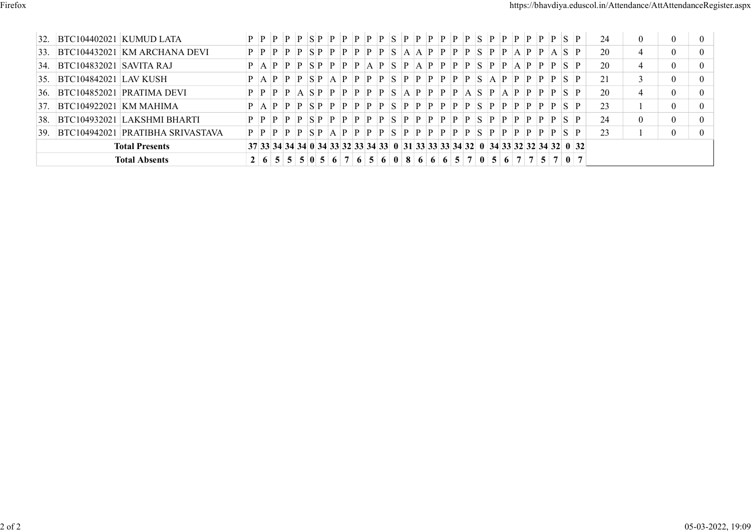| | | | | | | | | | | | | | | | | | | | | | | | | | | | | | | | | | | |
|---|---|---|---|---|---|---|---|---|---|---|---|---|---|---|---|---|---|---|---|---|---|---|---|---|---|---|---|---|---|---|---|---|---|---|
| 32. | BTC104402021 | KUMUD LATA | P | P | P | P | P | S | P | P | P | P | P | P | S | P | P | P | P | P | P | S | P | P | P | P | P | P | S | P | 24 | 0 | 0 | 0 |
| 33. | BTC104432021 | KM ARCHANA DEVI | P | P | P | P | P | S | P | P | P | P | P | P | S | A | A | P | P | P | P | S | P | P | A | P | P | A | S | P | 20 | 4 | 0 | 0 |
| 34. | BTC104832021 | SAVITA RAJ | P | A | P | P | P | S | P | P | P | P | A | P | S | P | A | P | P | P | P | S | P | P | A | P | P | P | S | P | 20 | 4 | 0 | 0 |
| 35. | BTC104842021 | LAV KUSH | P | A | P | P | P | S | P | A | P | P | P | P | S | P | P | P | P | P | P | S | A | P | P | P | P | P | S | P | 21 | 3 | 0 | 0 |
| 36. | BTC104852021 | PRATIMA DEVI | P | P | P | P | A | S | P | P | P | P | P | P | S | A | P | P | P | P | A | S | P | A | P | P | P | P | S | P | 20 | 4 | 0 | 0 |
| 37. | BTC104922021 | KM MAHIMA | P | A | P | P | P | S | P | P | P | P | P | P | S | P | P | P | P | P | P | S | P | P | P | P | P | P | S | P | 23 | 1 | 0 | 0 |
| 38. | BTC104932021 | LAKSHMI BHARTI | P | P | P | P | P | S | P | P | P | P | P | P | S | P | P | P | P | P | P | S | P | P | P | P | P | P | S | P | 24 | 0 | 0 | 0 |
| 39. | BTC104942021 | PRATIBHA SRIVASTAVA | P | P | P | P | P | S | P | A | P | P | P | P | S | P | P | P | P | P | P | S | P | P | P | P | P | P | S | P | 23 | 1 | 0 | 0 |
| **Total Presents** | | | **37** | **33** | **34** | **34** | **34** | **0** | **34** | **33** | **32** | **33** | **34** | **33** | **0** | **31** | **33** | **33** | **33** | **34** | **32** | **0** | **34** | **33** | **32** | **32** | **34** | **32** | **0** | **32** | | | | |
| **Total Absents** | | | **2** | **6** | **5** | **5** | **5** | **0** | **5** | **6** | **7** | **6** | **5** | **6** | **0** | **8** | **6** | **6** | **6** | **5** | **7** | **0** | **5** | **6** | **7** | **7** | **5** | **7** | **0** | **7** | | | | |